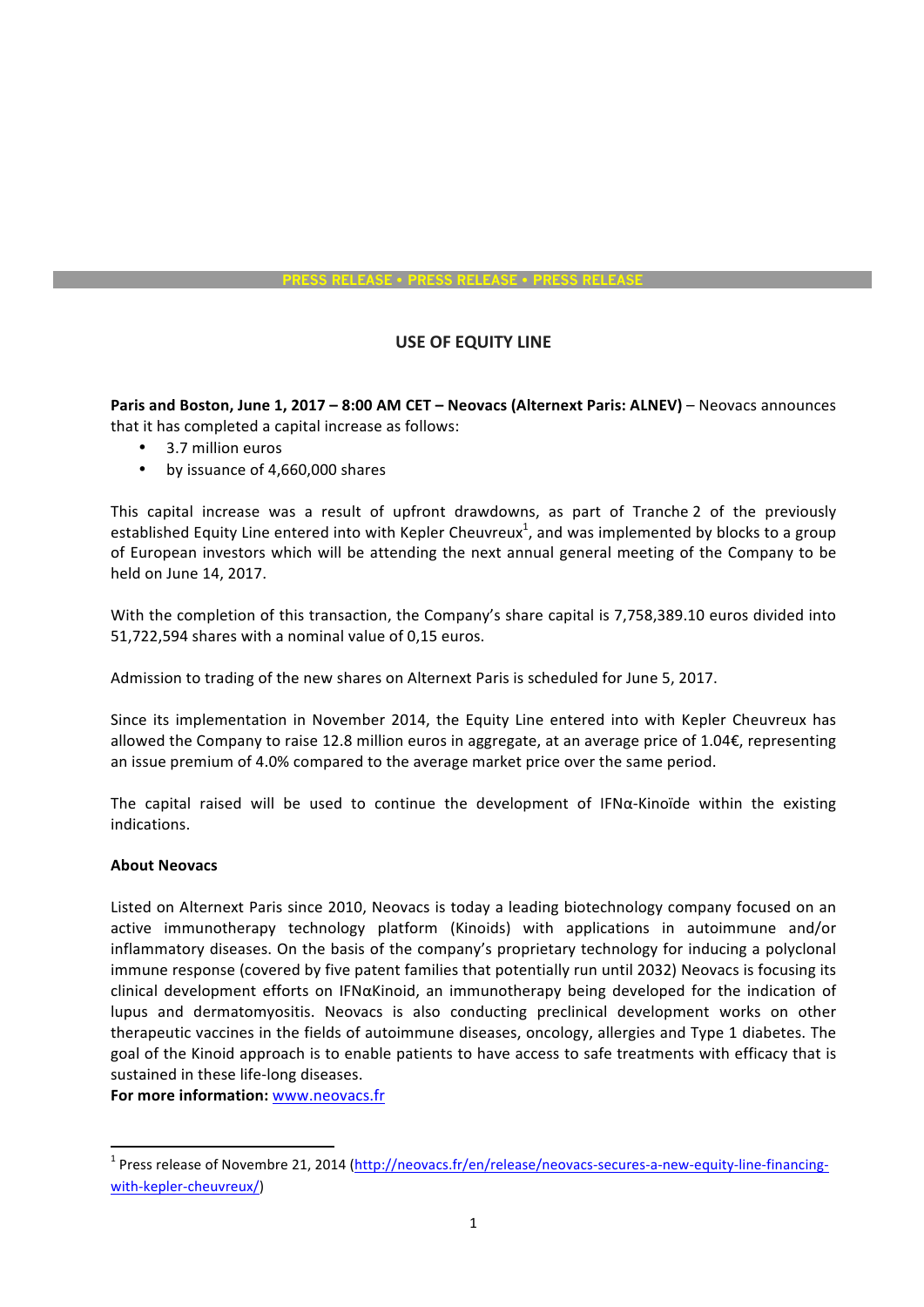PRESS RELEASE • PRESS RELEASE • PRESS RELEASE

# USE OF EQUITY LINE

**Paris and Boston, June 1, 2017 – 8:00 AM CET – Neovacs (Alternext Paris: ALNEV)** – Neovacs announces that it has completed a capital increase as follows:

- 3.7 million euros
- by issuance of 4,660,000 shares

This capital increase was a result of upfront drawdowns, as part of Tranche 2 of the previously established Equity Line entered into with Kepler Cheuvreux[1], and was implemented by blocks to a group of European investors which will be attending the next annual general meeting of the Company to be held on June 14, 2017.

With the completion of this transaction, the Company's share capital is 7,758,389.10 euros divided into 51,722,594 shares with a nominal value of 0,15 euros.

Admission to trading of the new shares on Alternext Paris is scheduled for June 5, 2017.

Since its implementation in November 2014, the Equity Line entered into with Kepler Cheuvreux has allowed the Company to raise 12.8 million euros in aggregate, at an average price of 1.04€, representing an issue premium of 4.0% compared to the average market price over the same period.

The capital raised will be used to continue the development of IFNα-Kinoïde within the existing indications.

**About Neovacs**

Listed on Alternext Paris since 2010, Neovacs is today a leading biotechnology company focused on an active immunotherapy technology platform (Kinoids) with applications in autoimmune and/or inflammatory diseases. On the basis of the company's proprietary technology for inducing a polyclonal immune response (covered by five patent families that potentially run until 2032) Neovacs is focusing its clinical development efforts on IFNαKinoid, an immunotherapy being developed for the indication of lupus and dermatomyositis. Neovacs is also conducting preclinical development works on other therapeutic vaccines in the fields of autoimmune diseases, oncology, allergies and Type 1 diabetes. The goal of the Kinoid approach is to enable patients to have access to safe treatments with efficacy that is sustained in these life-long diseases.

**For more information:** www.neovacs.fr

[1] Press release of Novembre 21, 2014 (http://neovacs.fr/en/release/neovacs-secures-a-new-equity-line-financing-with-kepler-cheuvreux/)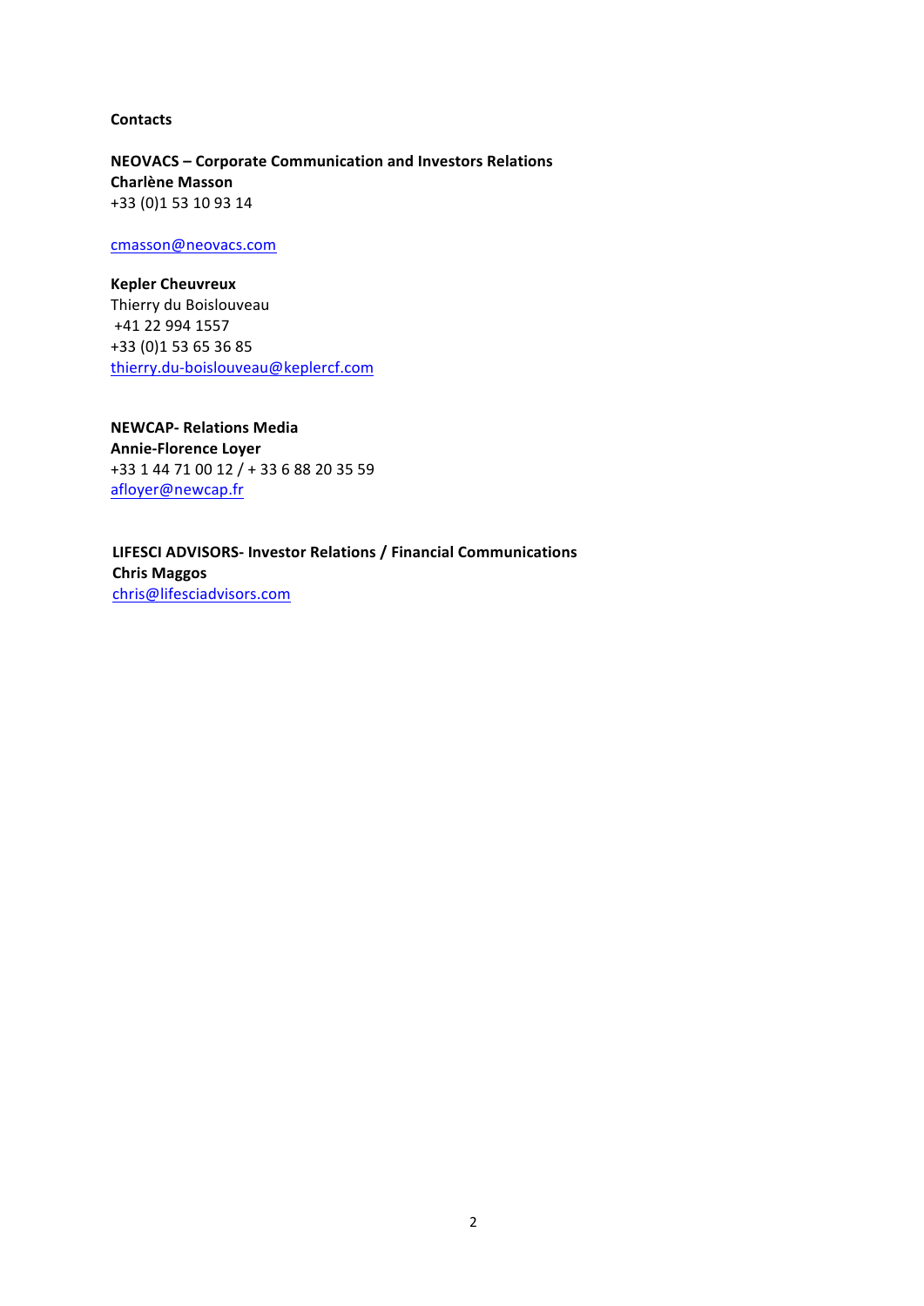**Contacts**

**NEOVACS – Corporate Communication and Investors Relations**
**Charlène Masson**
+33 (0)1 53 10 93 14

cmasson@neovacs.com

**Kepler Cheuvreux**
Thierry du Boislouveau
+41 22 994 1557
+33 (0)1 53 65 36 85
thierry.du-boislouveau@keplercf.com

**NEWCAP- Relations Media**
**Annie-Florence Loyer**
+33 1 44 71 00 12 / + 33 6 88 20 35 59
afloyer@newcap.fr

**LIFESCI ADVISORS- Investor Relations / Financial Communications**
**Chris Maggos**
chris@lifesciadvisors.com